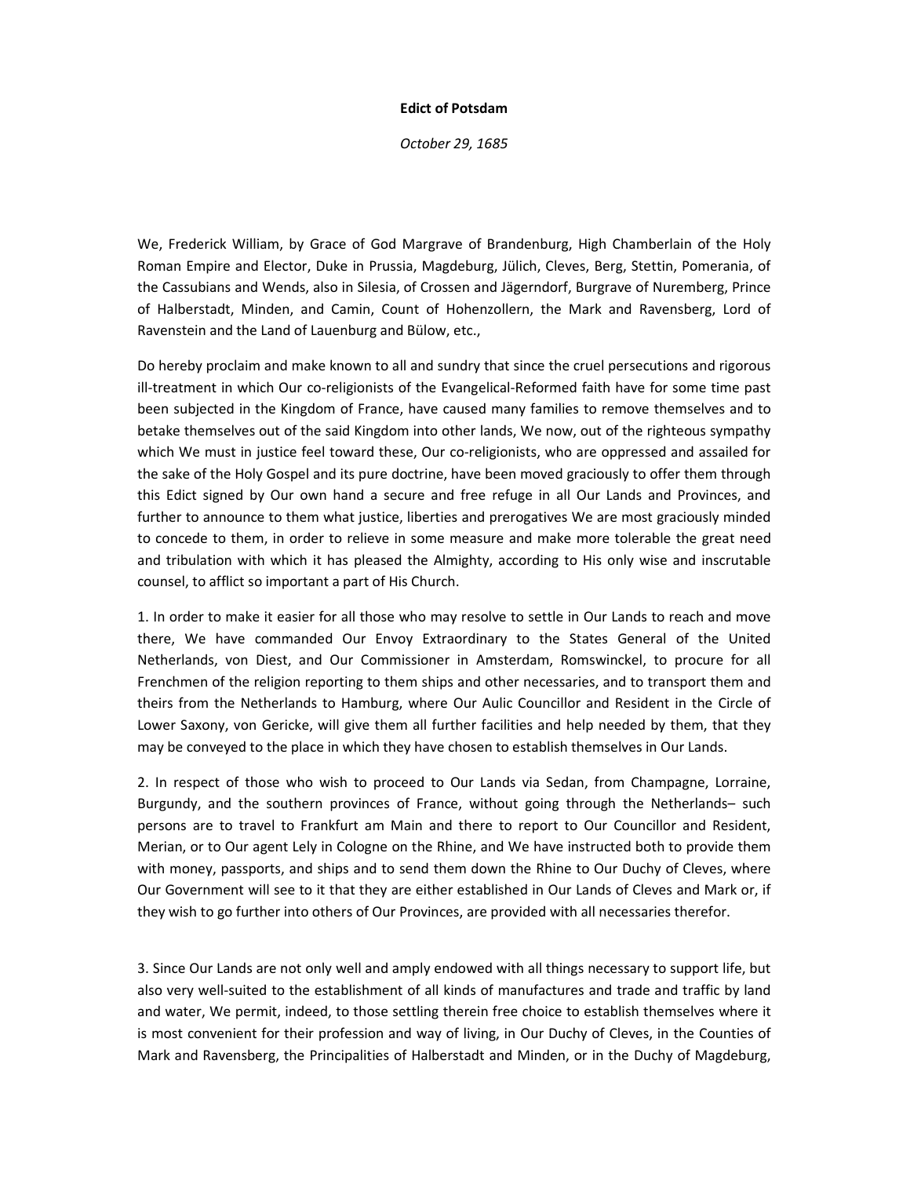**Edict of Potsdam**

*October 29, 1685*

We, Frederick William, by Grace of God Margrave of Brandenburg, High Chamberlain of the Holy Roman Empire and Elector, Duke in Prussia, Magdeburg, Jülich, Cleves, Berg, Stettin, Pomerania, of the Cassubians and Wends, also in Silesia, of Crossen and Jägerndorf, Burgrave of Nuremberg, Prince of Halberstadt, Minden, and Camin, Count of Hohenzollern, the Mark and Ravensberg, Lord of Ravenstein and the Land of Lauenburg and Bülow, etc.,

Do hereby proclaim and make known to all and sundry that since the cruel persecutions and rigorous ill-treatment in which Our co-religionists of the Evangelical-Reformed faith have for some time past been subjected in the Kingdom of France, have caused many families to remove themselves and to betake themselves out of the said Kingdom into other lands, We now, out of the righteous sympathy which We must in justice feel toward these, Our co-religionists, who are oppressed and assailed for the sake of the Holy Gospel and its pure doctrine, have been moved graciously to offer them through this Edict signed by Our own hand a secure and free refuge in all Our Lands and Provinces, and further to announce to them what justice, liberties and prerogatives We are most graciously minded to concede to them, in order to relieve in some measure and make more tolerable the great need and tribulation with which it has pleased the Almighty, according to His only wise and inscrutable counsel, to afflict so important a part of His Church.

1. In order to make it easier for all those who may resolve to settle in Our Lands to reach and move there, We have commanded Our Envoy Extraordinary to the States General of the United Netherlands, von Diest, and Our Commissioner in Amsterdam, Romswinckel, to procure for all Frenchmen of the religion reporting to them ships and other necessaries, and to transport them and theirs from the Netherlands to Hamburg, where Our Aulic Councillor and Resident in the Circle of Lower Saxony, von Gericke, will give them all further facilities and help needed by them, that they may be conveyed to the place in which they have chosen to establish themselves in Our Lands.

2. In respect of those who wish to proceed to Our Lands via Sedan, from Champagne, Lorraine, Burgundy, and the southern provinces of France, without going through the Netherlands– such persons are to travel to Frankfurt am Main and there to report to Our Councillor and Resident, Merian, or to Our agent Lely in Cologne on the Rhine, and We have instructed both to provide them with money, passports, and ships and to send them down the Rhine to Our Duchy of Cleves, where Our Government will see to it that they are either established in Our Lands of Cleves and Mark or, if they wish to go further into others of Our Provinces, are provided with all necessaries therefor.

3. Since Our Lands are not only well and amply endowed with all things necessary to support life, but also very well-suited to the establishment of all kinds of manufactures and trade and traffic by land and water, We permit, indeed, to those settling therein free choice to establish themselves where it is most convenient for their profession and way of living, in Our Duchy of Cleves, in the Counties of Mark and Ravensberg, the Principalities of Halberstadt and Minden, or in the Duchy of Magdeburg,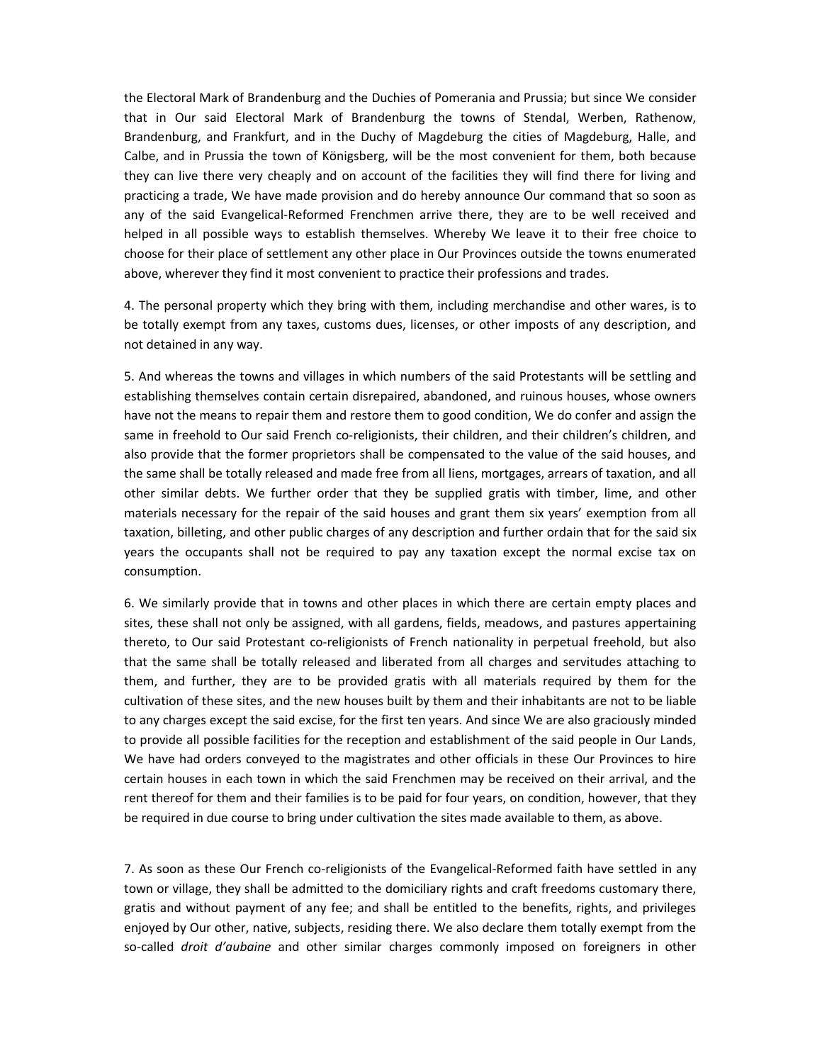the Electoral Mark of Brandenburg and the Duchies of Pomerania and Prussia; but since We consider that in Our said Electoral Mark of Brandenburg the towns of Stendal, Werben, Rathenow, Brandenburg, and Frankfurt, and in the Duchy of Magdeburg the cities of Magdeburg, Halle, and Calbe, and in Prussia the town of Königsberg, will be the most convenient for them, both because they can live there very cheaply and on account of the facilities they will find there for living and practicing a trade, We have made provision and do hereby announce Our command that so soon as any of the said Evangelical-Reformed Frenchmen arrive there, they are to be well received and helped in all possible ways to establish themselves. Whereby We leave it to their free choice to choose for their place of settlement any other place in Our Provinces outside the towns enumerated above, wherever they find it most convenient to practice their professions and trades.

4. The personal property which they bring with them, including merchandise and other wares, is to be totally exempt from any taxes, customs dues, licenses, or other imposts of any description, and not detained in any way.

5. And whereas the towns and villages in which numbers of the said Protestants will be settling and establishing themselves contain certain disrepaired, abandoned, and ruinous houses, whose owners have not the means to repair them and restore them to good condition, We do confer and assign the same in freehold to Our said French co-religionists, their children, and their children's children, and also provide that the former proprietors shall be compensated to the value of the said houses, and the same shall be totally released and made free from all liens, mortgages, arrears of taxation, and all other similar debts. We further order that they be supplied gratis with timber, lime, and other materials necessary for the repair of the said houses and grant them six years' exemption from all taxation, billeting, and other public charges of any description and further ordain that for the said six years the occupants shall not be required to pay any taxation except the normal excise tax on consumption.

6. We similarly provide that in towns and other places in which there are certain empty places and sites, these shall not only be assigned, with all gardens, fields, meadows, and pastures appertaining thereto, to Our said Protestant co-religionists of French nationality in perpetual freehold, but also that the same shall be totally released and liberated from all charges and servitudes attaching to them, and further, they are to be provided gratis with all materials required by them for the cultivation of these sites, and the new houses built by them and their inhabitants are not to be liable to any charges except the said excise, for the first ten years. And since We are also graciously minded to provide all possible facilities for the reception and establishment of the said people in Our Lands, We have had orders conveyed to the magistrates and other officials in these Our Provinces to hire certain houses in each town in which the said Frenchmen may be received on their arrival, and the rent thereof for them and their families is to be paid for four years, on condition, however, that they be required in due course to bring under cultivation the sites made available to them, as above.

7. As soon as these Our French co-religionists of the Evangelical-Reformed faith have settled in any town or village, they shall be admitted to the domiciliary rights and craft freedoms customary there, gratis and without payment of any fee; and shall be entitled to the benefits, rights, and privileges enjoyed by Our other, native, subjects, residing there. We also declare them totally exempt from the so-called *droit d'aubaine* and other similar charges commonly imposed on foreigners in other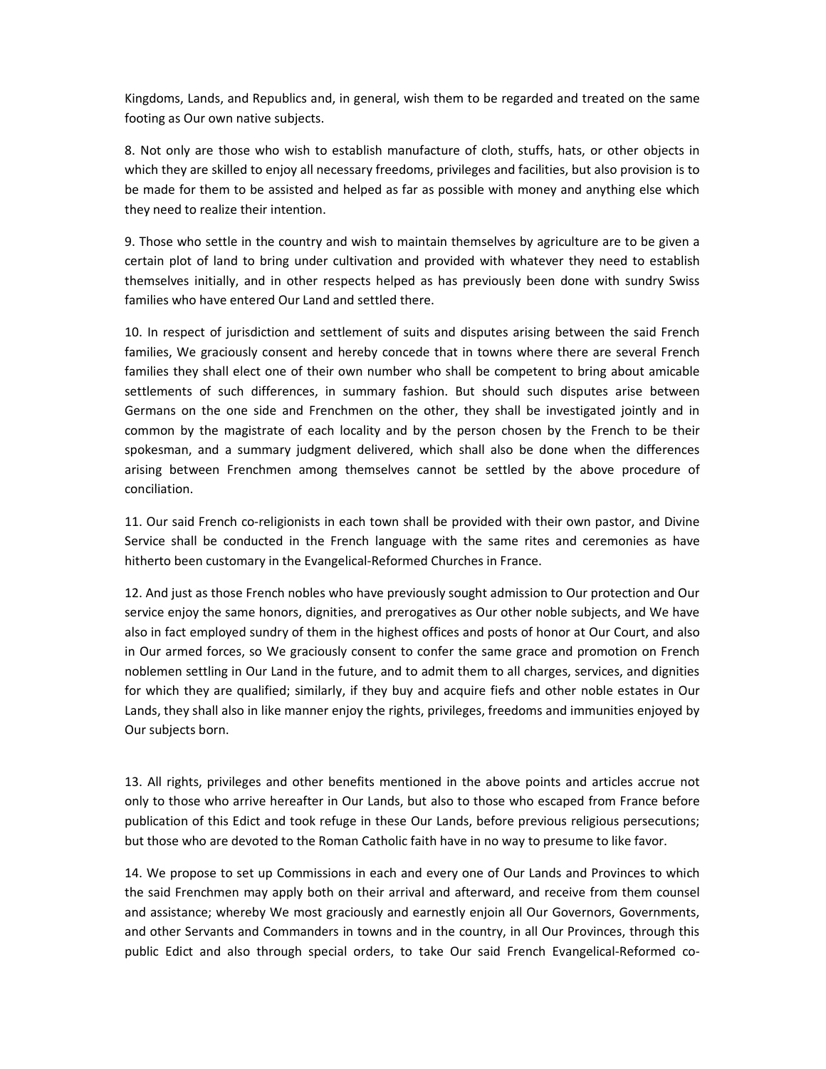Kingdoms, Lands, and Republics and, in general, wish them to be regarded and treated on the same footing as Our own native subjects.

8. Not only are those who wish to establish manufacture of cloth, stuffs, hats, or other objects in which they are skilled to enjoy all necessary freedoms, privileges and facilities, but also provision is to be made for them to be assisted and helped as far as possible with money and anything else which they need to realize their intention.

9. Those who settle in the country and wish to maintain themselves by agriculture are to be given a certain plot of land to bring under cultivation and provided with whatever they need to establish themselves initially, and in other respects helped as has previously been done with sundry Swiss families who have entered Our Land and settled there.

10. In respect of jurisdiction and settlement of suits and disputes arising between the said French families, We graciously consent and hereby concede that in towns where there are several French families they shall elect one of their own number who shall be competent to bring about amicable settlements of such differences, in summary fashion. But should such disputes arise between Germans on the one side and Frenchmen on the other, they shall be investigated jointly and in common by the magistrate of each locality and by the person chosen by the French to be their spokesman, and a summary judgment delivered, which shall also be done when the differences arising between Frenchmen among themselves cannot be settled by the above procedure of conciliation.

11. Our said French co-religionists in each town shall be provided with their own pastor, and Divine Service shall be conducted in the French language with the same rites and ceremonies as have hitherto been customary in the Evangelical-Reformed Churches in France.

12. And just as those French nobles who have previously sought admission to Our protection and Our service enjoy the same honors, dignities, and prerogatives as Our other noble subjects, and We have also in fact employed sundry of them in the highest offices and posts of honor at Our Court, and also in Our armed forces, so We graciously consent to confer the same grace and promotion on French noblemen settling in Our Land in the future, and to admit them to all charges, services, and dignities for which they are qualified; similarly, if they buy and acquire fiefs and other noble estates in Our Lands, they shall also in like manner enjoy the rights, privileges, freedoms and immunities enjoyed by Our subjects born.

13. All rights, privileges and other benefits mentioned in the above points and articles accrue not only to those who arrive hereafter in Our Lands, but also to those who escaped from France before publication of this Edict and took refuge in these Our Lands, before previous religious persecutions; but those who are devoted to the Roman Catholic faith have in no way to presume to like favor.

14. We propose to set up Commissions in each and every one of Our Lands and Provinces to which the said Frenchmen may apply both on their arrival and afterward, and receive from them counsel and assistance; whereby We most graciously and earnestly enjoin all Our Governors, Governments, and other Servants and Commanders in towns and in the country, in all Our Provinces, through this public Edict and also through special orders, to take Our said French Evangelical-Reformed co-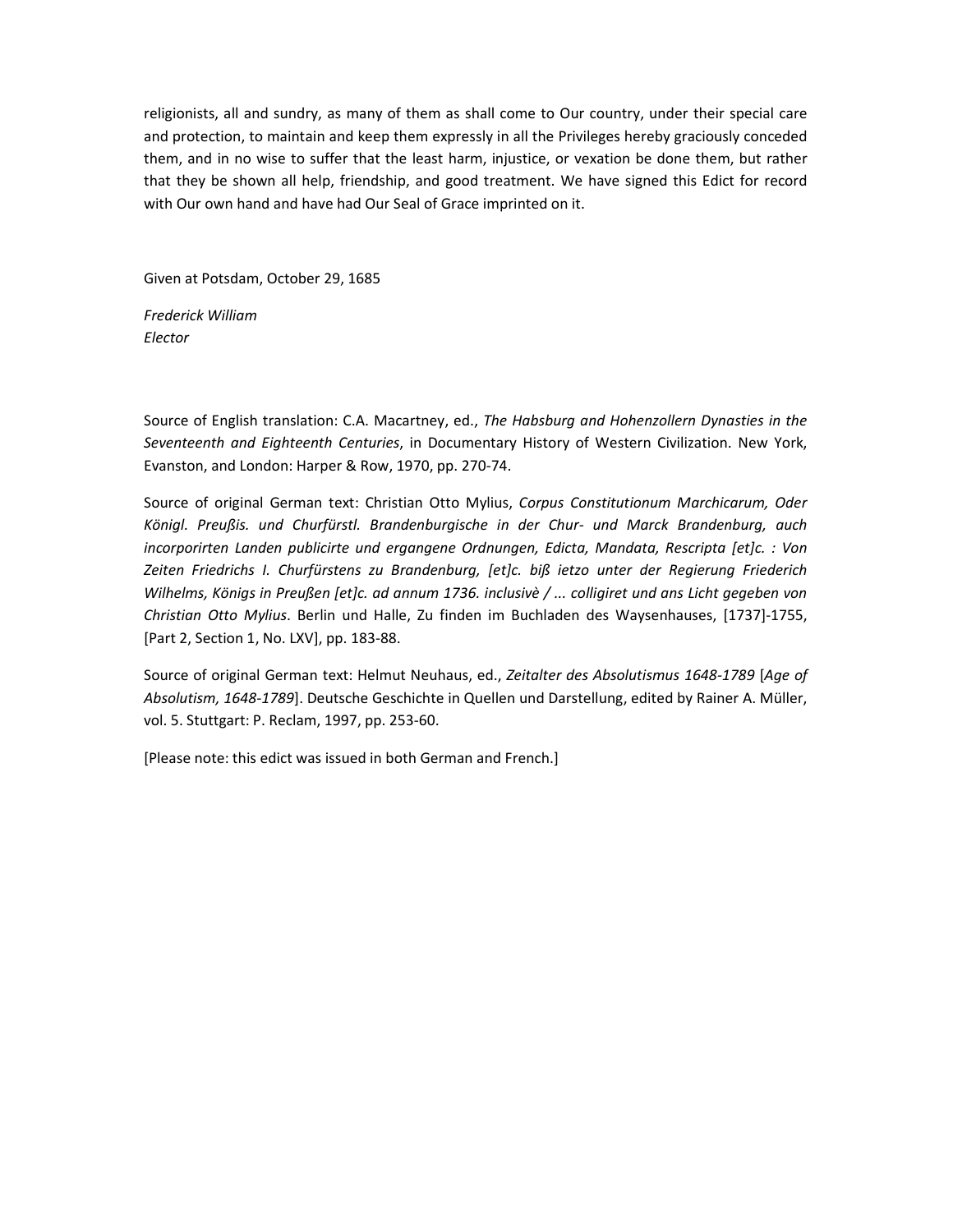religionists, all and sundry, as many of them as shall come to Our country, under their special care and protection, to maintain and keep them expressly in all the Privileges hereby graciously conceded them, and in no wise to suffer that the least harm, injustice, or vexation be done them, but rather that they be shown all help, friendship, and good treatment. We have signed this Edict for record with Our own hand and have had Our Seal of Grace imprinted on it.

Given at Potsdam, October 29, 1685

*Frederick William*
*Elector*

Source of English translation: C.A. Macartney, ed., *The Habsburg and Hohenzollern Dynasties in the Seventeenth and Eighteenth Centuries*, in Documentary History of Western Civilization. New York, Evanston, and London: Harper & Row, 1970, pp. 270-74.

Source of original German text: Christian Otto Mylius, *Corpus Constitutionum Marchicarum, Oder Königl. Preußis. und Churfürstl. Brandenburgische in der Chur- und Marck Brandenburg, auch incorporirten Landen publicirte und ergangene Ordnungen, Edicta, Mandata, Rescripta [et]c. : Von Zeiten Friedrichs I. Churfürstens zu Brandenburg, [et]c. biß ietzo unter der Regierung Friederich Wilhelms, Königs in Preußen [et]c. ad annum 1736. inclusivè / ... colligiret und ans Licht gegeben von Christian Otto Mylius*. Berlin und Halle, Zu finden im Buchladen des Waysenhauses, [1737]-1755, [Part 2, Section 1, No. LXV], pp. 183-88.

Source of original German text: Helmut Neuhaus, ed., *Zeitalter des Absolutismus 1648-1789* [*Age of Absolutism, 1648-1789*]. Deutsche Geschichte in Quellen und Darstellung, edited by Rainer A. Müller, vol. 5. Stuttgart: P. Reclam, 1997, pp. 253-60.

[Please note: this edict was issued in both German and French.]